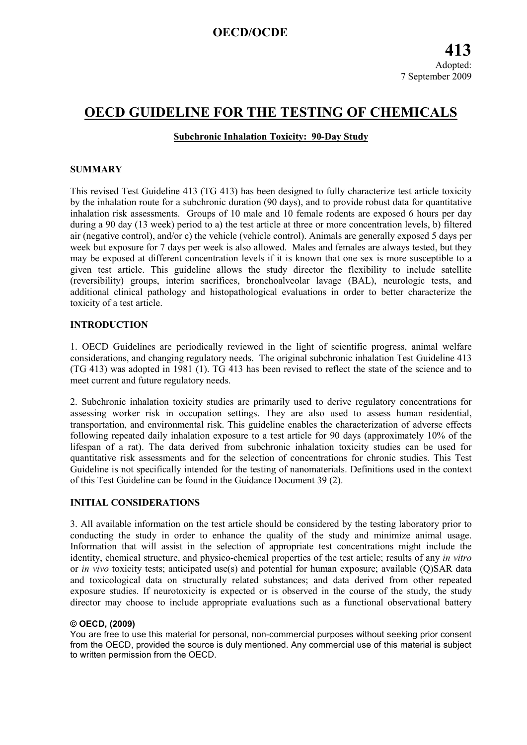**OECD/OCDE**

**413**
Adopted:
7 September 2009

# OECD GUIDELINE FOR THE TESTING OF CHEMICALS

## Subchronic Inhalation Toxicity: 90-Day Study

### SUMMARY

This revised Test Guideline 413 (TG 413) has been designed to fully characterize test article toxicity by the inhalation route for a subchronic duration (90 days), and to provide robust data for quantitative inhalation risk assessments. Groups of 10 male and 10 female rodents are exposed 6 hours per day during a 90 day (13 week) period to a) the test article at three or more concentration levels, b) filtered air (negative control), and/or c) the vehicle (vehicle control). Animals are generally exposed 5 days per week but exposure for 7 days per week is also allowed. Males and females are always tested, but they may be exposed at different concentration levels if it is known that one sex is more susceptible to a given test article. This guideline allows the study director the flexibility to include satellite (reversibility) groups, interim sacrifices, bronchoalveolar lavage (BAL), neurologic tests, and additional clinical pathology and histopathological evaluations in order to better characterize the toxicity of a test article.

### INTRODUCTION

1. OECD Guidelines are periodically reviewed in the light of scientific progress, animal welfare considerations, and changing regulatory needs. The original subchronic inhalation Test Guideline 413 (TG 413) was adopted in 1981 (1). TG 413 has been revised to reflect the state of the science and to meet current and future regulatory needs.

2. Subchronic inhalation toxicity studies are primarily used to derive regulatory concentrations for assessing worker risk in occupation settings. They are also used to assess human residential, transportation, and environmental risk. This guideline enables the characterization of adverse effects following repeated daily inhalation exposure to a test article for 90 days (approximately 10% of the lifespan of a rat). The data derived from subchronic inhalation toxicity studies can be used for quantitative risk assessments and for the selection of concentrations for chronic studies. This Test Guideline is not specifically intended for the testing of nanomaterials. Definitions used in the context of this Test Guideline can be found in the Guidance Document 39 (2).

### INITIAL CONSIDERATIONS

3. All available information on the test article should be considered by the testing laboratory prior to conducting the study in order to enhance the quality of the study and minimize animal usage. Information that will assist in the selection of appropriate test concentrations might include the identity, chemical structure, and physico-chemical properties of the test article; results of any *in vitro* or *in vivo* toxicity tests; anticipated use(s) and potential for human exposure; available (Q)SAR data and toxicological data on structurally related substances; and data derived from other repeated exposure studies. If neurotoxicity is expected or is observed in the course of the study, the study director may choose to include appropriate evaluations such as a functional observational battery

**© OECD, (2009)**
You are free to use this material for personal, non-commercial purposes without seeking prior consent from the OECD, provided the source is duly mentioned. Any commercial use of this material is subject to written permission from the OECD.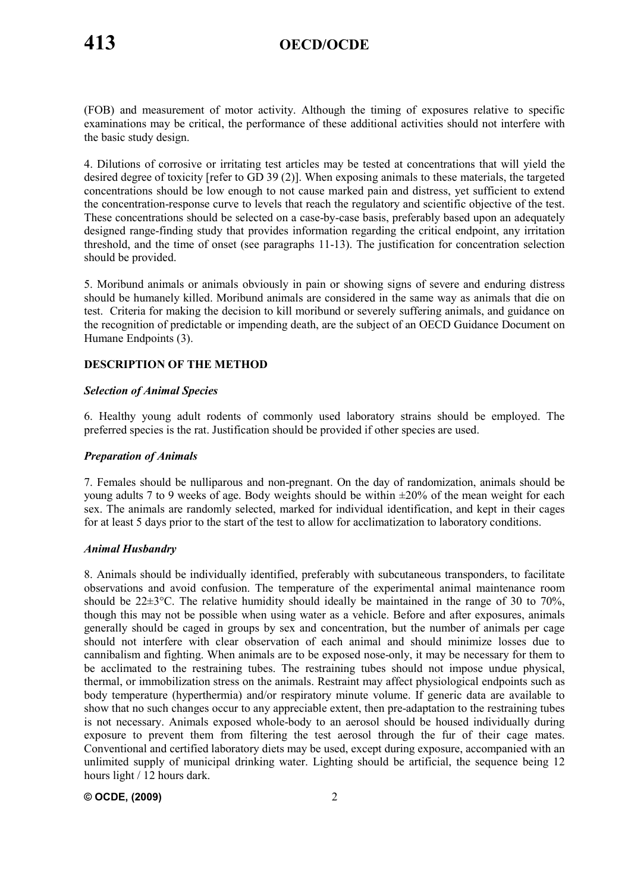(FOB) and measurement of motor activity. Although the timing of exposures relative to specific examinations may be critical, the performance of these additional activities should not interfere with the basic study design.

4. Dilutions of corrosive or irritating test articles may be tested at concentrations that will yield the desired degree of toxicity [refer to GD 39 (2)]. When exposing animals to these materials, the targeted concentrations should be low enough to not cause marked pain and distress, yet sufficient to extend the concentration-response curve to levels that reach the regulatory and scientific objective of the test. These concentrations should be selected on a case-by-case basis, preferably based upon an adequately designed range-finding study that provides information regarding the critical endpoint, any irritation threshold, and the time of onset (see paragraphs 11-13). The justification for concentration selection should be provided.

5. Moribund animals or animals obviously in pain or showing signs of severe and enduring distress should be humanely killed. Moribund animals are considered in the same way as animals that die on test. Criteria for making the decision to kill moribund or severely suffering animals, and guidance on the recognition of predictable or impending death, are the subject of an OECD Guidance Document on Humane Endpoints (3).

## DESCRIPTION OF THE METHOD

### *Selection of Animal Species*

6. Healthy young adult rodents of commonly used laboratory strains should be employed. The preferred species is the rat. Justification should be provided if other species are used.

### *Preparation of Animals*

7. Females should be nulliparous and non-pregnant. On the day of randomization, animals should be young adults 7 to 9 weeks of age. Body weights should be within ±20% of the mean weight for each sex. The animals are randomly selected, marked for individual identification, and kept in their cages for at least 5 days prior to the start of the test to allow for acclimatization to laboratory conditions.

### *Animal Husbandry*

8. Animals should be individually identified, preferably with subcutaneous transponders, to facilitate observations and avoid confusion. The temperature of the experimental animal maintenance room should be 22±3°C. The relative humidity should ideally be maintained in the range of 30 to 70%, though this may not be possible when using water as a vehicle. Before and after exposures, animals generally should be caged in groups by sex and concentration, but the number of animals per cage should not interfere with clear observation of each animal and should minimize losses due to cannibalism and fighting. When animals are to be exposed nose-only, it may be necessary for them to be acclimated to the restraining tubes. The restraining tubes should not impose undue physical, thermal, or immobilization stress on the animals. Restraint may affect physiological endpoints such as body temperature (hyperthermia) and/or respiratory minute volume. If generic data are available to show that no such changes occur to any appreciable extent, then pre-adaptation to the restraining tubes is not necessary. Animals exposed whole-body to an aerosol should be housed individually during exposure to prevent them from filtering the test aerosol through the fur of their cage mates. Conventional and certified laboratory diets may be used, except during exposure, accompanied with an unlimited supply of municipal drinking water. Lighting should be artificial, the sequence being 12 hours light / 12 hours dark.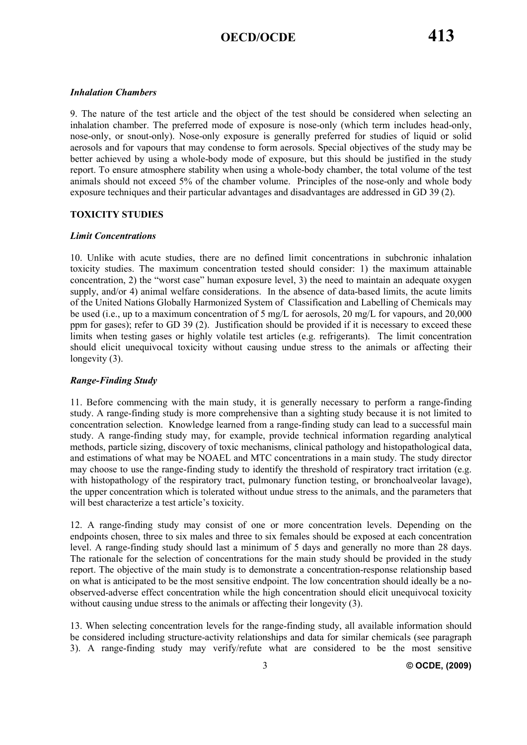### *Inhalation Chambers*

9. The nature of the test article and the object of the test should be considered when selecting an inhalation chamber. The preferred mode of exposure is nose-only (which term includes head-only, nose-only, or snout-only). Nose-only exposure is generally preferred for studies of liquid or solid aerosols and for vapours that may condense to form aerosols. Special objectives of the study may be better achieved by using a whole-body mode of exposure, but this should be justified in the study report. To ensure atmosphere stability when using a whole-body chamber, the total volume of the test animals should not exceed 5% of the chamber volume. Principles of the nose-only and whole body exposure techniques and their particular advantages and disadvantages are addressed in GD 39 (2).

## TOXICITY STUDIES

### *Limit Concentrations*

10. Unlike with acute studies, there are no defined limit concentrations in subchronic inhalation toxicity studies. The maximum concentration tested should consider: 1) the maximum attainable concentration, 2) the "worst case" human exposure level, 3) the need to maintain an adequate oxygen supply, and/or 4) animal welfare considerations. In the absence of data-based limits, the acute limits of the United Nations Globally Harmonized System of Classification and Labelling of Chemicals may be used (i.e., up to a maximum concentration of 5 mg/L for aerosols, 20 mg/L for vapours, and 20,000 ppm for gases); refer to GD 39 (2). Justification should be provided if it is necessary to exceed these limits when testing gases or highly volatile test articles (e.g. refrigerants). The limit concentration should elicit unequivocal toxicity without causing undue stress to the animals or affecting their longevity (3).

### *Range-Finding Study*

11. Before commencing with the main study, it is generally necessary to perform a range-finding study. A range-finding study is more comprehensive than a sighting study because it is not limited to concentration selection. Knowledge learned from a range-finding study can lead to a successful main study. A range-finding study may, for example, provide technical information regarding analytical methods, particle sizing, discovery of toxic mechanisms, clinical pathology and histopathological data, and estimations of what may be NOAEL and MTC concentrations in a main study. The study director may choose to use the range-finding study to identify the threshold of respiratory tract irritation (e.g. with histopathology of the respiratory tract, pulmonary function testing, or bronchoalveolar lavage), the upper concentration which is tolerated without undue stress to the animals, and the parameters that will best characterize a test article's toxicity.

12. A range-finding study may consist of one or more concentration levels. Depending on the endpoints chosen, three to six males and three to six females should be exposed at each concentration level. A range-finding study should last a minimum of 5 days and generally no more than 28 days. The rationale for the selection of concentrations for the main study should be provided in the study report. The objective of the main study is to demonstrate a concentration-response relationship based on what is anticipated to be the most sensitive endpoint. The low concentration should ideally be a no-observed-adverse effect concentration while the high concentration should elicit unequivocal toxicity without causing undue stress to the animals or affecting their longevity (3).

13. When selecting concentration levels for the range-finding study, all available information should be considered including structure-activity relationships and data for similar chemicals (see paragraph 3). A range-finding study may verify/refute what are considered to be the most sensitive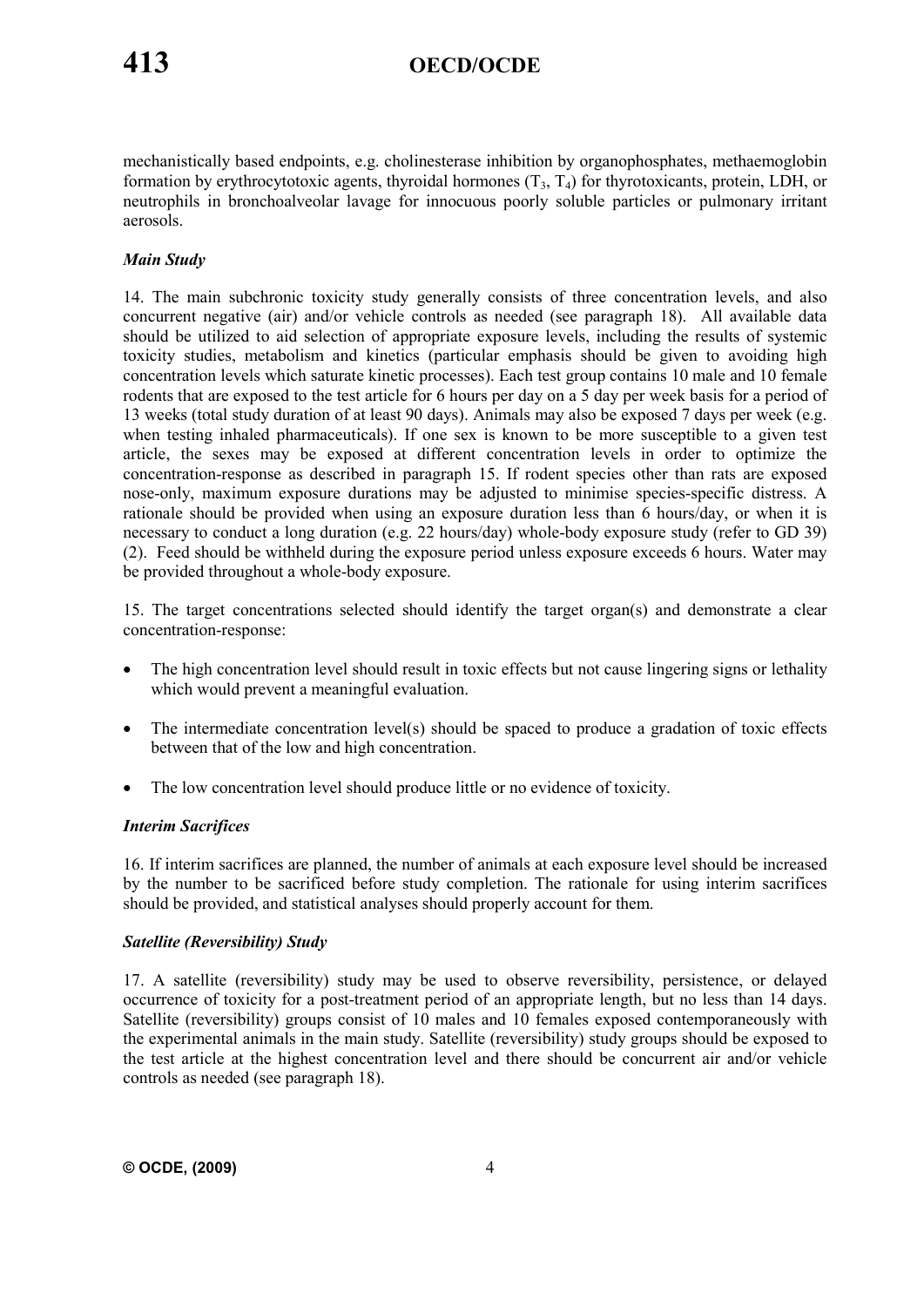mechanistically based endpoints, e.g. cholinesterase inhibition by organophosphates, methaemoglobin formation by erythrocytotoxic agents, thyroidal hormones ($T_3$, $T_4$) for thyrotoxicants, protein, LDH, or neutrophils in bronchoalveolar lavage for innocuous poorly soluble particles or pulmonary irritant aerosols.

### *Main Study*

14. The main subchronic toxicity study generally consists of three concentration levels, and also concurrent negative (air) and/or vehicle controls as needed (see paragraph 18). All available data should be utilized to aid selection of appropriate exposure levels, including the results of systemic toxicity studies, metabolism and kinetics (particular emphasis should be given to avoiding high concentration levels which saturate kinetic processes). Each test group contains 10 male and 10 female rodents that are exposed to the test article for 6 hours per day on a 5 day per week basis for a period of 13 weeks (total study duration of at least 90 days). Animals may also be exposed 7 days per week (e.g. when testing inhaled pharmaceuticals). If one sex is known to be more susceptible to a given test article, the sexes may be exposed at different concentration levels in order to optimize the concentration-response as described in paragraph 15. If rodent species other than rats are exposed nose-only, maximum exposure durations may be adjusted to minimise species-specific distress. A rationale should be provided when using an exposure duration less than 6 hours/day, or when it is necessary to conduct a long duration (e.g. 22 hours/day) whole-body exposure study (refer to GD 39) (2). Feed should be withheld during the exposure period unless exposure exceeds 6 hours. Water may be provided throughout a whole-body exposure.

15. The target concentrations selected should identify the target organ(s) and demonstrate a clear concentration-response:

- The high concentration level should result in toxic effects but not cause lingering signs or lethality which would prevent a meaningful evaluation.
- The intermediate concentration level(s) should be spaced to produce a gradation of toxic effects between that of the low and high concentration.
- The low concentration level should produce little or no evidence of toxicity.

### *Interim Sacrifices*

16. If interim sacrifices are planned, the number of animals at each exposure level should be increased by the number to be sacrificed before study completion. The rationale for using interim sacrifices should be provided, and statistical analyses should properly account for them.

### *Satellite (Reversibility) Study*

17. A satellite (reversibility) study may be used to observe reversibility, persistence, or delayed occurrence of toxicity for a post-treatment period of an appropriate length, but no less than 14 days. Satellite (reversibility) groups consist of 10 males and 10 females exposed contemporaneously with the experimental animals in the main study. Satellite (reversibility) study groups should be exposed to the test article at the highest concentration level and there should be concurrent air and/or vehicle controls as needed (see paragraph 18).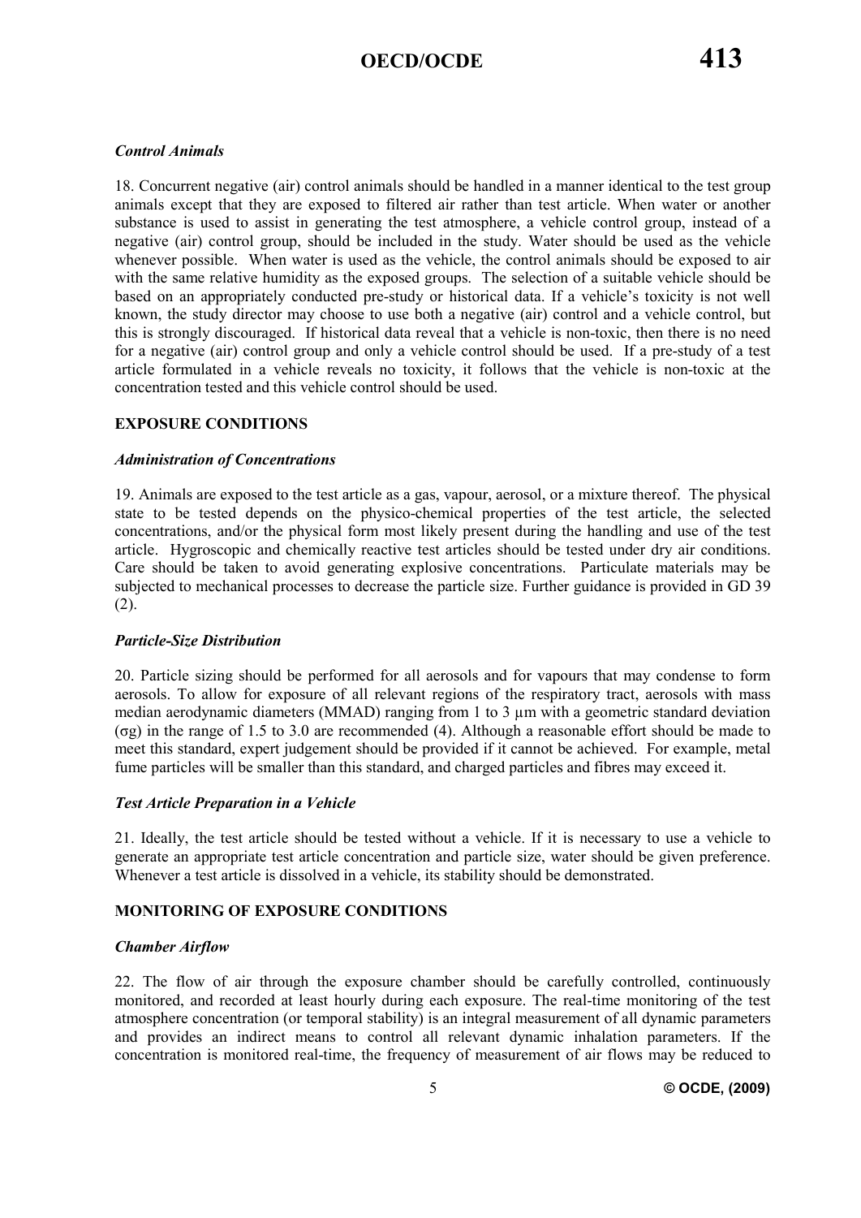### *Control Animals*

18. Concurrent negative (air) control animals should be handled in a manner identical to the test group animals except that they are exposed to filtered air rather than test article. When water or another substance is used to assist in generating the test atmosphere, a vehicle control group, instead of a negative (air) control group, should be included in the study. Water should be used as the vehicle whenever possible. When water is used as the vehicle, the control animals should be exposed to air with the same relative humidity as the exposed groups. The selection of a suitable vehicle should be based on an appropriately conducted pre-study or historical data. If a vehicle's toxicity is not well known, the study director may choose to use both a negative (air) control and a vehicle control, but this is strongly discouraged. If historical data reveal that a vehicle is non-toxic, then there is no need for a negative (air) control group and only a vehicle control should be used. If a pre-study of a test article formulated in a vehicle reveals no toxicity, it follows that the vehicle is non-toxic at the concentration tested and this vehicle control should be used.

## EXPOSURE CONDITIONS

### *Administration of Concentrations*

19. Animals are exposed to the test article as a gas, vapour, aerosol, or a mixture thereof. The physical state to be tested depends on the physico-chemical properties of the test article, the selected concentrations, and/or the physical form most likely present during the handling and use of the test article. Hygroscopic and chemically reactive test articles should be tested under dry air conditions. Care should be taken to avoid generating explosive concentrations. Particulate materials may be subjected to mechanical processes to decrease the particle size. Further guidance is provided in GD 39 (2).

### *Particle-Size Distribution*

20. Particle sizing should be performed for all aerosols and for vapours that may condense to form aerosols. To allow for exposure of all relevant regions of the respiratory tract, aerosols with mass median aerodynamic diameters (MMAD) ranging from 1 to 3 µm with a geometric standard deviation ($\sigma g$) in the range of 1.5 to 3.0 are recommended (4). Although a reasonable effort should be made to meet this standard, expert judgement should be provided if it cannot be achieved. For example, metal fume particles will be smaller than this standard, and charged particles and fibres may exceed it.

### *Test Article Preparation in a Vehicle*

21. Ideally, the test article should be tested without a vehicle. If it is necessary to use a vehicle to generate an appropriate test article concentration and particle size, water should be given preference. Whenever a test article is dissolved in a vehicle, its stability should be demonstrated.

## MONITORING OF EXPOSURE CONDITIONS

### *Chamber Airflow*

22. The flow of air through the exposure chamber should be carefully controlled, continuously monitored, and recorded at least hourly during each exposure. The real-time monitoring of the test atmosphere concentration (or temporal stability) is an integral measurement of all dynamic parameters and provides an indirect means to control all relevant dynamic inhalation parameters. If the concentration is monitored real-time, the frequency of measurement of air flows may be reduced to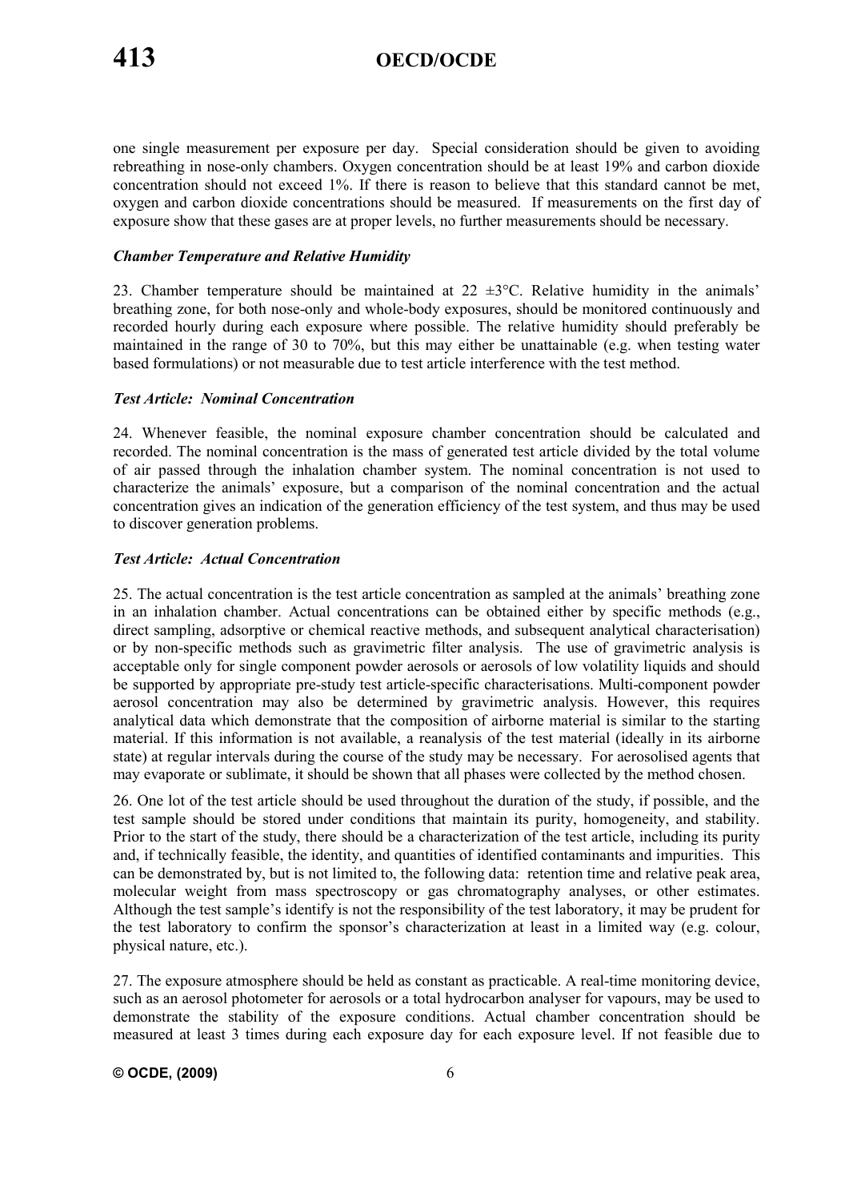one single measurement per exposure per day. Special consideration should be given to avoiding rebreathing in nose-only chambers. Oxygen concentration should be at least 19% and carbon dioxide concentration should not exceed 1%. If there is reason to believe that this standard cannot be met, oxygen and carbon dioxide concentrations should be measured. If measurements on the first day of exposure show that these gases are at proper levels, no further measurements should be necessary.

***Chamber Temperature and Relative Humidity***

23. Chamber temperature should be maintained at 22 ±3°C. Relative humidity in the animals' breathing zone, for both nose-only and whole-body exposures, should be monitored continuously and recorded hourly during each exposure where possible. The relative humidity should preferably be maintained in the range of 30 to 70%, but this may either be unattainable (e.g. when testing water based formulations) or not measurable due to test article interference with the test method.

***Test Article: Nominal Concentration***

24. Whenever feasible, the nominal exposure chamber concentration should be calculated and recorded. The nominal concentration is the mass of generated test article divided by the total volume of air passed through the inhalation chamber system. The nominal concentration is not used to characterize the animals' exposure, but a comparison of the nominal concentration and the actual concentration gives an indication of the generation efficiency of the test system, and thus may be used to discover generation problems.

***Test Article: Actual Concentration***

25. The actual concentration is the test article concentration as sampled at the animals' breathing zone in an inhalation chamber. Actual concentrations can be obtained either by specific methods (e.g., direct sampling, adsorptive or chemical reactive methods, and subsequent analytical characterisation) or by non-specific methods such as gravimetric filter analysis. The use of gravimetric analysis is acceptable only for single component powder aerosols or aerosols of low volatility liquids and should be supported by appropriate pre-study test article-specific characterisations. Multi-component powder aerosol concentration may also be determined by gravimetric analysis. However, this requires analytical data which demonstrate that the composition of airborne material is similar to the starting material. If this information is not available, a reanalysis of the test material (ideally in its airborne state) at regular intervals during the course of the study may be necessary. For aerosolised agents that may evaporate or sublimate, it should be shown that all phases were collected by the method chosen.

26. One lot of the test article should be used throughout the duration of the study, if possible, and the test sample should be stored under conditions that maintain its purity, homogeneity, and stability. Prior to the start of the study, there should be a characterization of the test article, including its purity and, if technically feasible, the identity, and quantities of identified contaminants and impurities. This can be demonstrated by, but is not limited to, the following data: retention time and relative peak area, molecular weight from mass spectroscopy or gas chromatography analyses, or other estimates. Although the test sample's identify is not the responsibility of the test laboratory, it may be prudent for the test laboratory to confirm the sponsor's characterization at least in a limited way (e.g. colour, physical nature, etc.).

27. The exposure atmosphere should be held as constant as practicable. A real-time monitoring device, such as an aerosol photometer for aerosols or a total hydrocarbon analyser for vapours, may be used to demonstrate the stability of the exposure conditions. Actual chamber concentration should be measured at least 3 times during each exposure day for each exposure level. If not feasible due to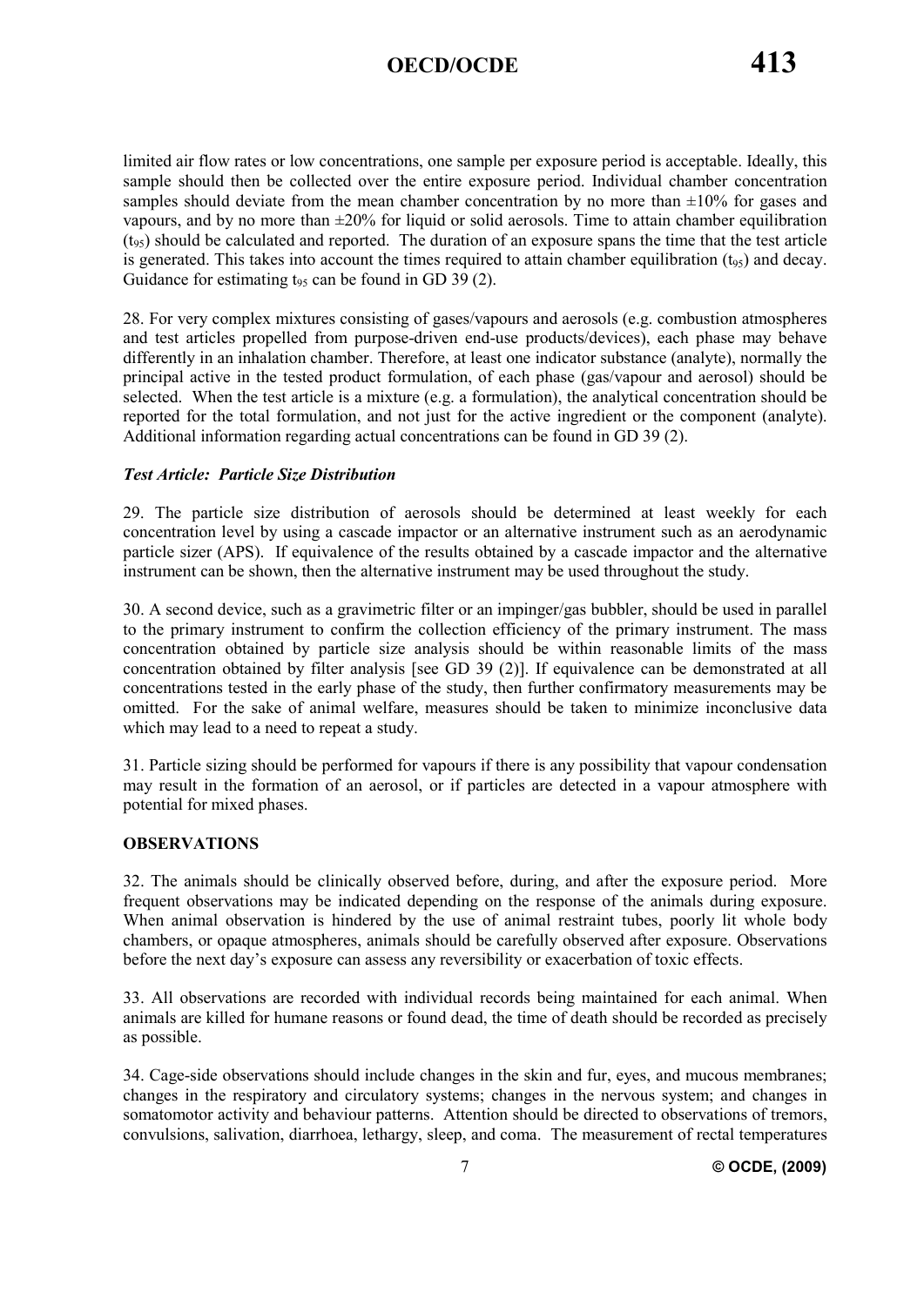limited air flow rates or low concentrations, one sample per exposure period is acceptable. Ideally, this sample should then be collected over the entire exposure period. Individual chamber concentration samples should deviate from the mean chamber concentration by no more than ±10% for gases and vapours, and by no more than ±20% for liquid or solid aerosols. Time to attain chamber equilibration ($t_{95}$) should be calculated and reported. The duration of an exposure spans the time that the test article is generated. This takes into account the times required to attain chamber equilibration ($t_{95}$) and decay. Guidance for estimating $t_{95}$ can be found in GD 39 (2).

28. For very complex mixtures consisting of gases/vapours and aerosols (e.g. combustion atmospheres and test articles propelled from purpose-driven end-use products/devices), each phase may behave differently in an inhalation chamber. Therefore, at least one indicator substance (analyte), normally the principal active in the tested product formulation, of each phase (gas/vapour and aerosol) should be selected. When the test article is a mixture (e.g. a formulation), the analytical concentration should be reported for the total formulation, and not just for the active ingredient or the component (analyte). Additional information regarding actual concentrations can be found in GD 39 (2).

***Test Article: Particle Size Distribution***

29. The particle size distribution of aerosols should be determined at least weekly for each concentration level by using a cascade impactor or an alternative instrument such as an aerodynamic particle sizer (APS). If equivalence of the results obtained by a cascade impactor and the alternative instrument can be shown, then the alternative instrument may be used throughout the study.

30. A second device, such as a gravimetric filter or an impinger/gas bubbler, should be used in parallel to the primary instrument to confirm the collection efficiency of the primary instrument. The mass concentration obtained by particle size analysis should be within reasonable limits of the mass concentration obtained by filter analysis [see GD 39 (2)]. If equivalence can be demonstrated at all concentrations tested in the early phase of the study, then further confirmatory measurements may be omitted. For the sake of animal welfare, measures should be taken to minimize inconclusive data which may lead to a need to repeat a study.

31. Particle sizing should be performed for vapours if there is any possibility that vapour condensation may result in the formation of an aerosol, or if particles are detected in a vapour atmosphere with potential for mixed phases.

**OBSERVATIONS**

32. The animals should be clinically observed before, during, and after the exposure period. More frequent observations may be indicated depending on the response of the animals during exposure. When animal observation is hindered by the use of animal restraint tubes, poorly lit whole body chambers, or opaque atmospheres, animals should be carefully observed after exposure. Observations before the next day's exposure can assess any reversibility or exacerbation of toxic effects.

33. All observations are recorded with individual records being maintained for each animal. When animals are killed for humane reasons or found dead, the time of death should be recorded as precisely as possible.

34. Cage-side observations should include changes in the skin and fur, eyes, and mucous membranes; changes in the respiratory and circulatory systems; changes in the nervous system; and changes in somatomotor activity and behaviour patterns. Attention should be directed to observations of tremors, convulsions, salivation, diarrhoea, lethargy, sleep, and coma. The measurement of rectal temperatures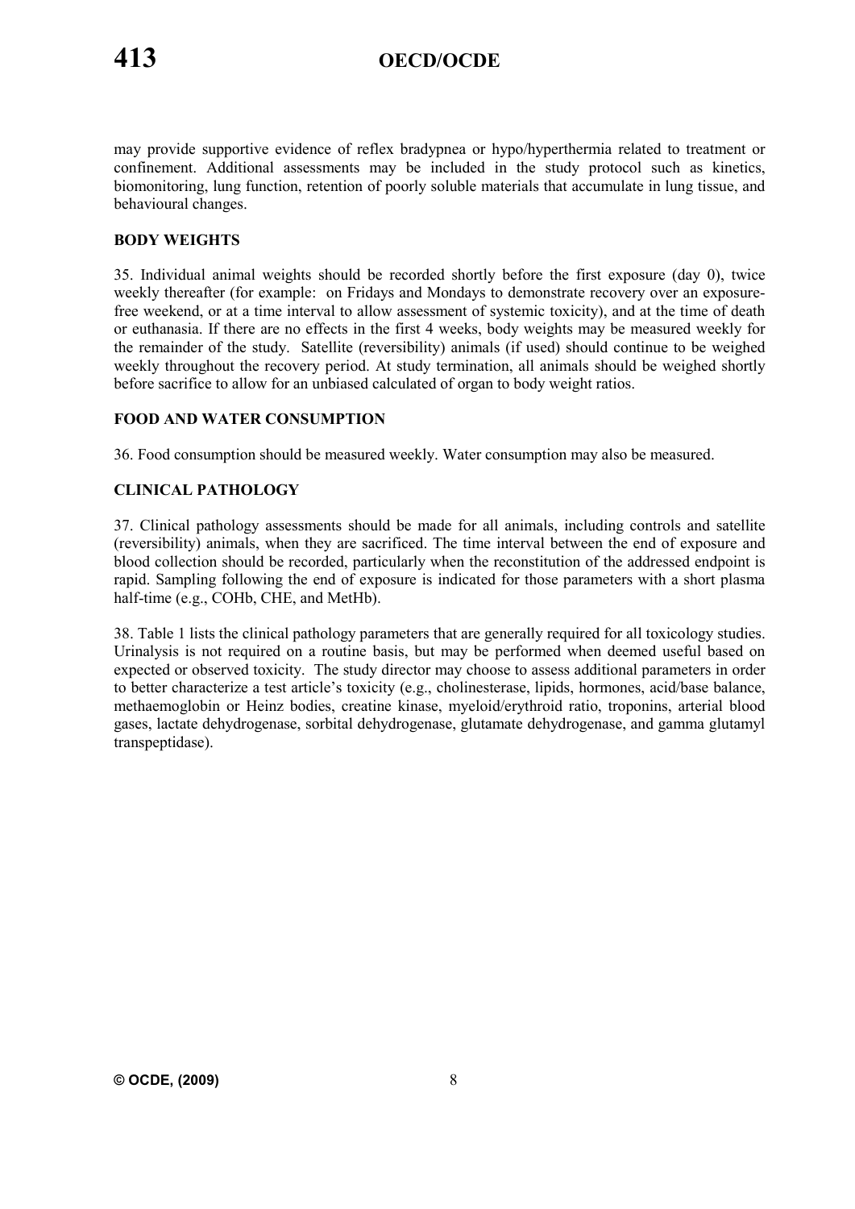may provide supportive evidence of reflex bradypnea or hypo/hyperthermia related to treatment or confinement. Additional assessments may be included in the study protocol such as kinetics, biomonitoring, lung function, retention of poorly soluble materials that accumulate in lung tissue, and behavioural changes.

### BODY WEIGHTS

35. Individual animal weights should be recorded shortly before the first exposure (day 0), twice weekly thereafter (for example: on Fridays and Mondays to demonstrate recovery over an exposure-free weekend, or at a time interval to allow assessment of systemic toxicity), and at the time of death or euthanasia. If there are no effects in the first 4 weeks, body weights may be measured weekly for the remainder of the study. Satellite (reversibility) animals (if used) should continue to be weighed weekly throughout the recovery period. At study termination, all animals should be weighed shortly before sacrifice to allow for an unbiased calculated of organ to body weight ratios.

### FOOD AND WATER CONSUMPTION

36. Food consumption should be measured weekly. Water consumption may also be measured.

### CLINICAL PATHOLOGY

37. Clinical pathology assessments should be made for all animals, including controls and satellite (reversibility) animals, when they are sacrificed. The time interval between the end of exposure and blood collection should be recorded, particularly when the reconstitution of the addressed endpoint is rapid. Sampling following the end of exposure is indicated for those parameters with a short plasma half-time (e.g., COHb, CHE, and MetHb).

38. Table 1 lists the clinical pathology parameters that are generally required for all toxicology studies. Urinalysis is not required on a routine basis, but may be performed when deemed useful based on expected or observed toxicity. The study director may choose to assess additional parameters in order to better characterize a test article's toxicity (e.g., cholinesterase, lipids, hormones, acid/base balance, methaemoglobin or Heinz bodies, creatine kinase, myeloid/erythroid ratio, troponins, arterial blood gases, lactate dehydrogenase, sorbital dehydrogenase, glutamate dehydrogenase, and gamma glutamyl transpeptidase).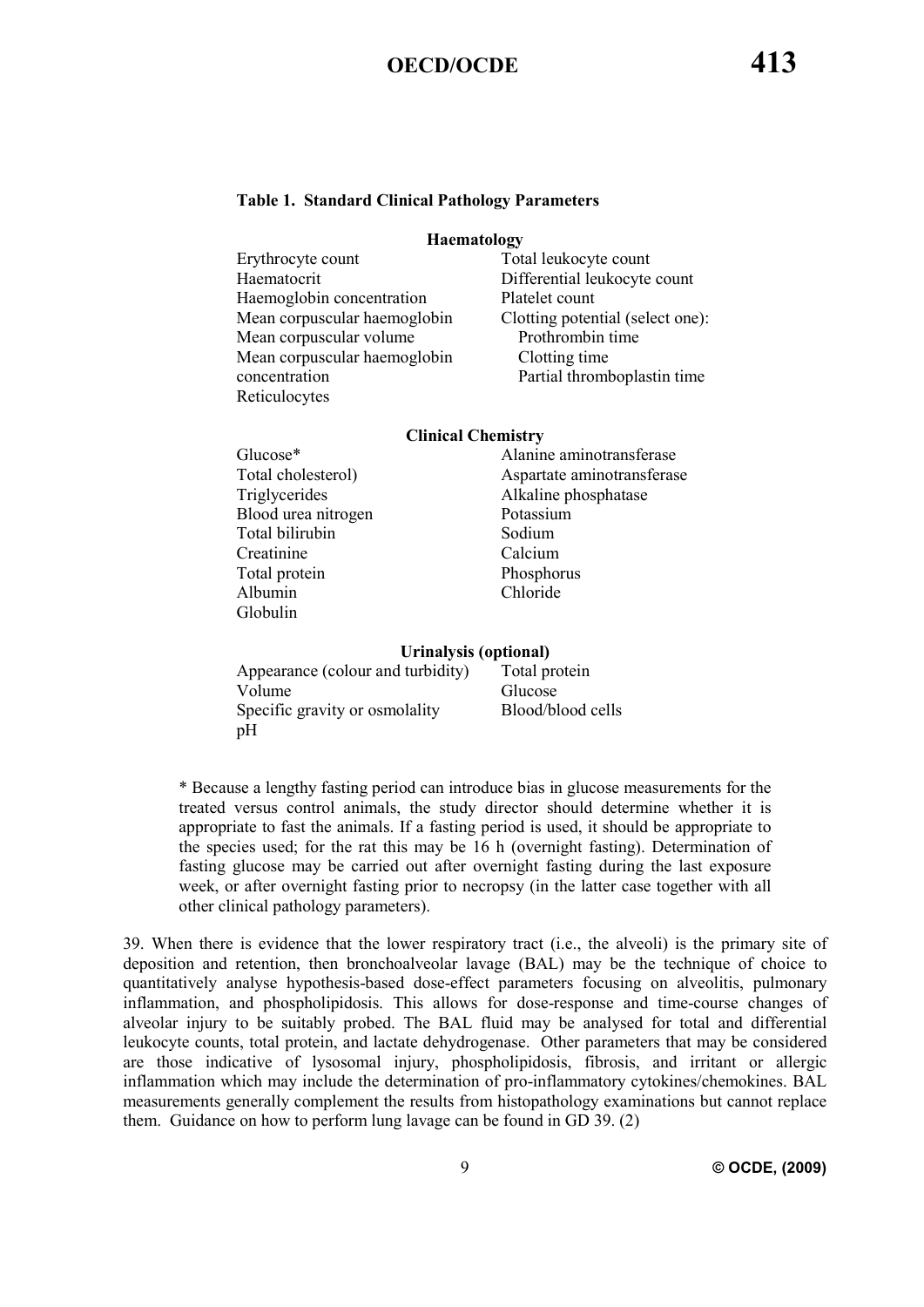**Table 1. Standard Clinical Pathology Parameters**

| **Haematology** | |
|---|---|
| Erythrocyte count | Total leukocyte count |
| Haematocrit | Differential leukocyte count |
| Haemoglobin concentration | Platelet count |
| Mean corpuscular haemoglobin | Clotting potential (select one): |
| Mean corpuscular volume | Prothrombin time |
| Mean corpuscular haemoglobin concentration | Clotting time |
| Reticulocytes | Partial thromboplastin time |
| **Clinical Chemistry** | |
| Glucose* | Alanine aminotransferase |
| Total cholesterol) | Aspartate aminotransferase |
| Triglycerides | Alkaline phosphatase |
| Blood urea nitrogen | Potassium |
| Total bilirubin | Sodium |
| Creatinine | Calcium |
| Total protein | Phosphorus |
| Albumin | Chloride |
| Globulin | |
| **Urinalysis (optional)** | |
| Appearance (colour and turbidity) | Total protein |
| Volume | Glucose |
| Specific gravity or osmolality | Blood/blood cells |
| pH | |

* Because a lengthy fasting period can introduce bias in glucose measurements for the treated versus control animals, the study director should determine whether it is appropriate to fast the animals. If a fasting period is used, it should be appropriate to the species used; for the rat this may be 16 h (overnight fasting). Determination of fasting glucose may be carried out after overnight fasting during the last exposure week, or after overnight fasting prior to necropsy (in the latter case together with all other clinical pathology parameters).

39. When there is evidence that the lower respiratory tract (i.e., the alveoli) is the primary site of deposition and retention, then bronchoalveolar lavage (BAL) may be the technique of choice to quantitatively analyse hypothesis-based dose-effect parameters focusing on alveolitis, pulmonary inflammation, and phospholipidosis. This allows for dose-response and time-course changes of alveolar injury to be suitably probed. The BAL fluid may be analysed for total and differential leukocyte counts, total protein, and lactate dehydrogenase. Other parameters that may be considered are those indicative of lysosomal injury, phospholipidosis, fibrosis, and irritant or allergic inflammation which may include the determination of pro-inflammatory cytokines/chemokines. BAL measurements generally complement the results from histopathology examinations but cannot replace them. Guidance on how to perform lung lavage can be found in GD 39. (2)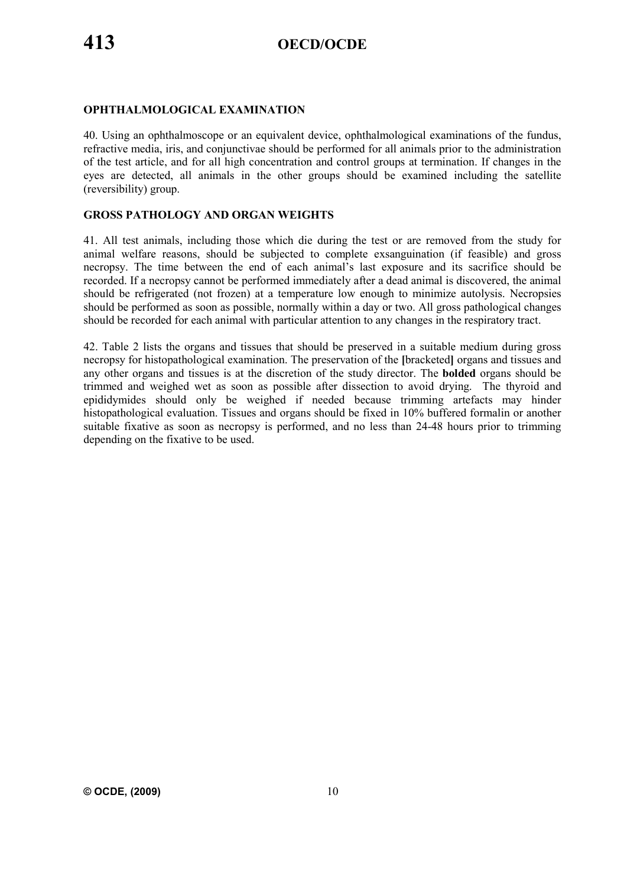## OPHTHALMOLOGICAL EXAMINATION

40. Using an ophthalmoscope or an equivalent device, ophthalmological examinations of the fundus, refractive media, iris, and conjunctivae should be performed for all animals prior to the administration of the test article, and for all high concentration and control groups at termination. If changes in the eyes are detected, all animals in the other groups should be examined including the satellite (reversibility) group.

## GROSS PATHOLOGY AND ORGAN WEIGHTS

41. All test animals, including those which die during the test or are removed from the study for animal welfare reasons, should be subjected to complete exsanguination (if feasible) and gross necropsy. The time between the end of each animal's last exposure and its sacrifice should be recorded. If a necropsy cannot be performed immediately after a dead animal is discovered, the animal should be refrigerated (not frozen) at a temperature low enough to minimize autolysis. Necropsies should be performed as soon as possible, normally within a day or two. All gross pathological changes should be recorded for each animal with particular attention to any changes in the respiratory tract.

42. Table 2 lists the organs and tissues that should be preserved in a suitable medium during gross necropsy for histopathological examination. The preservation of the **[**bracketed**]** organs and tissues and any other organs and tissues is at the discretion of the study director. The **bolded** organs should be trimmed and weighed wet as soon as possible after dissection to avoid drying. The thyroid and epididymides should only be weighed if needed because trimming artefacts may hinder histopathological evaluation. Tissues and organs should be fixed in 10% buffered formalin or another suitable fixative as soon as necropsy is performed, and no less than 24-48 hours prior to trimming depending on the fixative to be used.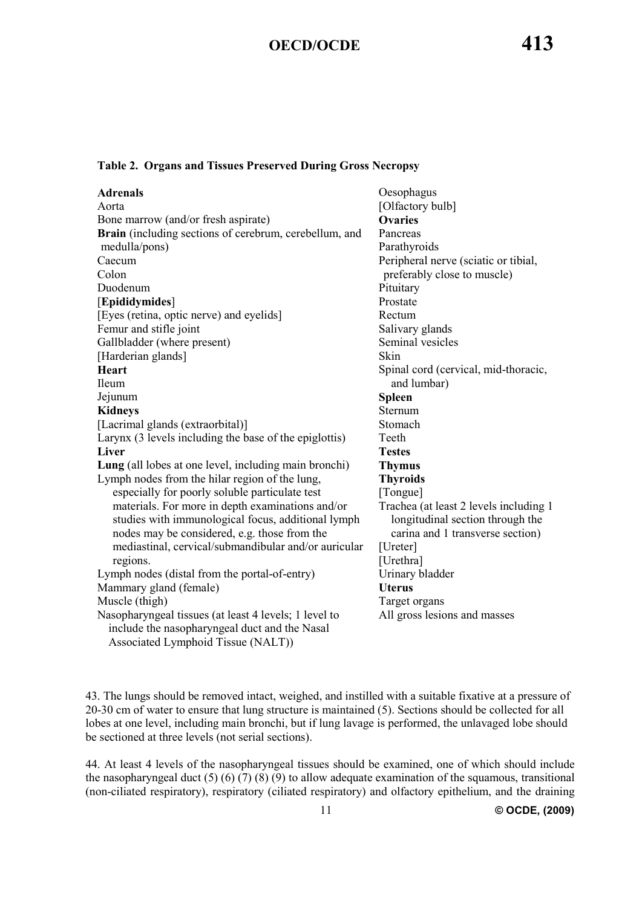**Table 2. Organs and Tissues Preserved During Gross Necropsy**

| | |
|---|---|
| **Adrenals** | Oesophagus |
| Aorta | [Olfactory bulb] |
| Bone marrow (and/or fresh aspirate) | **Ovaries** |
| **Brain** (including sections of cerebrum, cerebellum, and medulla/pons) | Pancreas |
| Caecum | Parathyroids |
| Colon | Peripheral nerve (sciatic or tibial, preferably close to muscle) |
| Duodenum | Pituitary |
| [**Epididymides**] | Prostate |
| [Eyes (retina, optic nerve) and eyelids] | Rectum |
| Femur and stifle joint | Salivary glands |
| Gallbladder (where present) | Seminal vesicles |
| [Harderian glands] | Skin |
| **Heart** | Spinal cord (cervical, mid-thoracic, and lumbar) |
| Ileum | **Spleen** |
| Jejunum | Sternum |
| **Kidneys** | Stomach |
| [Lacrimal glands (extraorbital)] | Teeth |
| Larynx (3 levels including the base of the epiglottis) | **Testes** |
| **Liver** | **Thymus** |
| **Lung** (all lobes at one level, including main bronchi) | **Thyroids** |
| Lymph nodes from the hilar region of the lung, especially for poorly soluble particulate test materials. For more in depth examinations and/or studies with immunological focus, additional lymph nodes may be considered, e.g. those from the mediastinal, cervical/submandibular and/or auricular regions. | [Tongue] |
| Lymph nodes (distal from the portal-of-entry) | Trachea (at least 2 levels including 1 longitudinal section through the carina and 1 transverse section) |
| Mammary gland (female) | [Ureter] |
| Muscle (thigh) | [Urethra] |
| Nasopharyngeal tissues (at least 4 levels; 1 level to include the nasopharyngeal duct and the Nasal Associated Lymphoid Tissue (NALT)) | Urinary bladder |
| | **Uterus** |
| | Target organs |
| | All gross lesions and masses |

43. The lungs should be removed intact, weighed, and instilled with a suitable fixative at a pressure of 20-30 cm of water to ensure that lung structure is maintained (5). Sections should be collected for all lobes at one level, including main bronchi, but if lung lavage is performed, the unlavaged lobe should be sectioned at three levels (not serial sections).

44. At least 4 levels of the nasopharyngeal tissues should be examined, one of which should include the nasopharyngeal duct (5) (6) (7) (8) (9) to allow adequate examination of the squamous, transitional (non-ciliated respiratory), respiratory (ciliated respiratory) and olfactory epithelium, and the draining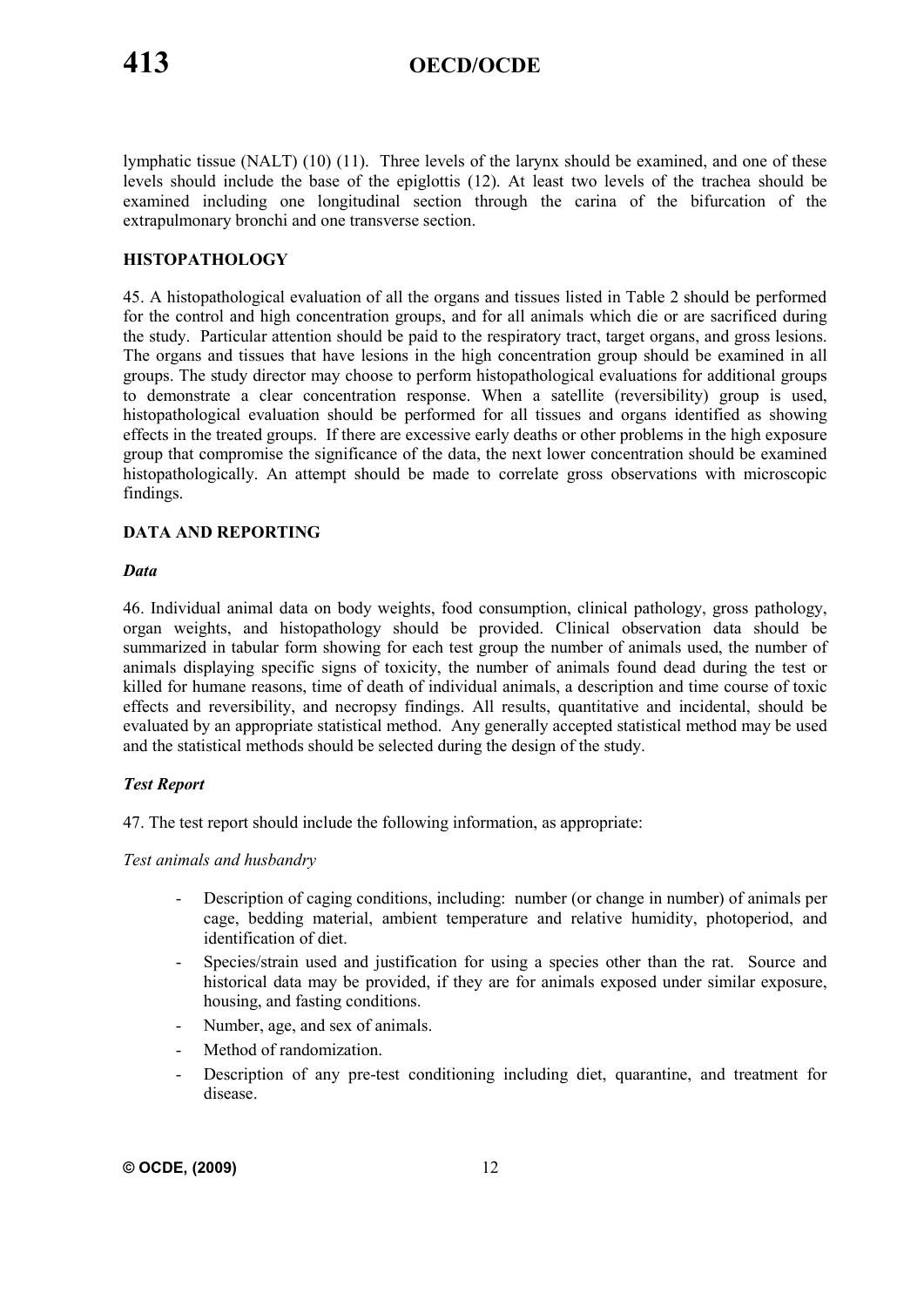lymphatic tissue (NALT) (10) (11). Three levels of the larynx should be examined, and one of these levels should include the base of the epiglottis (12). At least two levels of the trachea should be examined including one longitudinal section through the carina of the bifurcation of the extrapulmonary bronchi and one transverse section.

## HISTOPATHOLOGY

45. A histopathological evaluation of all the organs and tissues listed in Table 2 should be performed for the control and high concentration groups, and for all animals which die or are sacrificed during the study. Particular attention should be paid to the respiratory tract, target organs, and gross lesions. The organs and tissues that have lesions in the high concentration group should be examined in all groups. The study director may choose to perform histopathological evaluations for additional groups to demonstrate a clear concentration response. When a satellite (reversibility) group is used, histopathological evaluation should be performed for all tissues and organs identified as showing effects in the treated groups. If there are excessive early deaths or other problems in the high exposure group that compromise the significance of the data, the next lower concentration should be examined histopathologically. An attempt should be made to correlate gross observations with microscopic findings.

## DATA AND REPORTING

### *Data*

46. Individual animal data on body weights, food consumption, clinical pathology, gross pathology, organ weights, and histopathology should be provided. Clinical observation data should be summarized in tabular form showing for each test group the number of animals used, the number of animals displaying specific signs of toxicity, the number of animals found dead during the test or killed for humane reasons, time of death of individual animals, a description and time course of toxic effects and reversibility, and necropsy findings. All results, quantitative and incidental, should be evaluated by an appropriate statistical method. Any generally accepted statistical method may be used and the statistical methods should be selected during the design of the study.

### *Test Report*

47. The test report should include the following information, as appropriate:

*Test animals and husbandry*

- Description of caging conditions, including: number (or change in number) of animals per cage, bedding material, ambient temperature and relative humidity, photoperiod, and identification of diet.
- Species/strain used and justification for using a species other than the rat. Source and historical data may be provided, if they are for animals exposed under similar exposure, housing, and fasting conditions.
- Number, age, and sex of animals.
- Method of randomization.
- Description of any pre-test conditioning including diet, quarantine, and treatment for disease.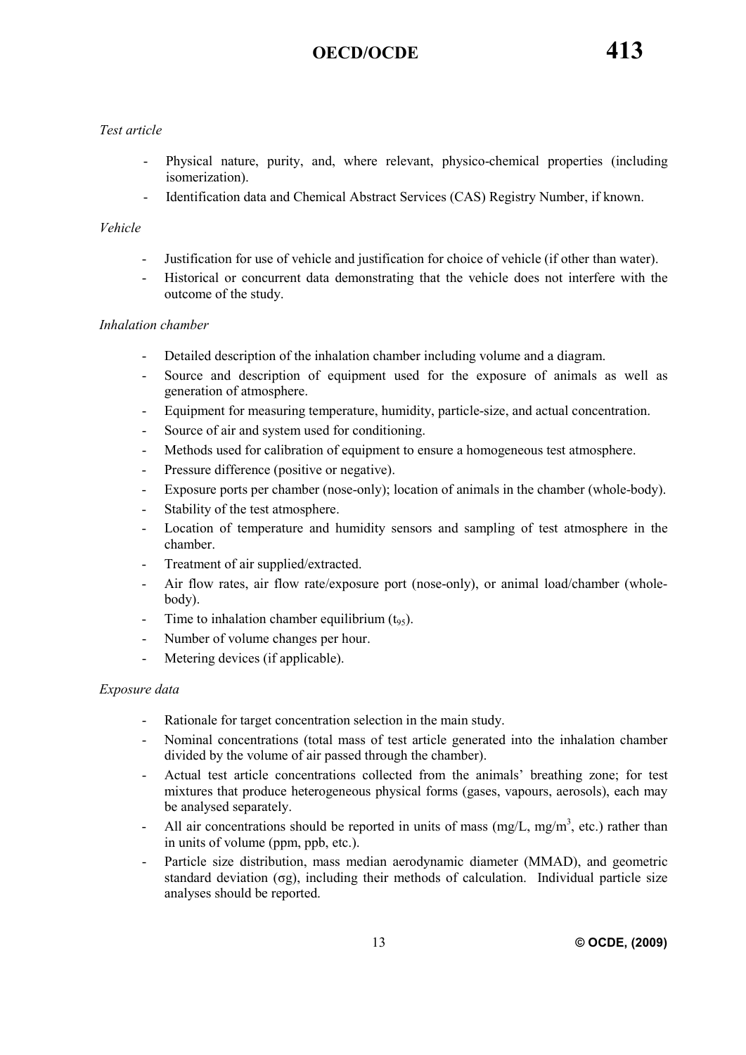*Test article*

- Physical nature, purity, and, where relevant, physico-chemical properties (including isomerization).
- Identification data and Chemical Abstract Services (CAS) Registry Number, if known.

*Vehicle*

- Justification for use of vehicle and justification for choice of vehicle (if other than water).
- Historical or concurrent data demonstrating that the vehicle does not interfere with the outcome of the study.

*Inhalation chamber*

- Detailed description of the inhalation chamber including volume and a diagram.
- Source and description of equipment used for the exposure of animals as well as generation of atmosphere.
- Equipment for measuring temperature, humidity, particle-size, and actual concentration.
- Source of air and system used for conditioning.
- Methods used for calibration of equipment to ensure a homogeneous test atmosphere.
- Pressure difference (positive or negative).
- Exposure ports per chamber (nose-only); location of animals in the chamber (whole-body).
- Stability of the test atmosphere.
- Location of temperature and humidity sensors and sampling of test atmosphere in the chamber.
- Treatment of air supplied/extracted.
- Air flow rates, air flow rate/exposure port (nose-only), or animal load/chamber (whole-body).
- Time to inhalation chamber equilibrium ($t_{95}$).
- Number of volume changes per hour.
- Metering devices (if applicable).

*Exposure data*

- Rationale for target concentration selection in the main study.
- Nominal concentrations (total mass of test article generated into the inhalation chamber divided by the volume of air passed through the chamber).
- Actual test article concentrations collected from the animals' breathing zone; for test mixtures that produce heterogeneous physical forms (gases, vapours, aerosols), each may be analysed separately.
- All air concentrations should be reported in units of mass (mg/L, $mg/m^3$, etc.) rather than in units of volume (ppm, ppb, etc.).
- Particle size distribution, mass median aerodynamic diameter (MMAD), and geometric standard deviation ($\sigma g$), including their methods of calculation. Individual particle size analyses should be reported.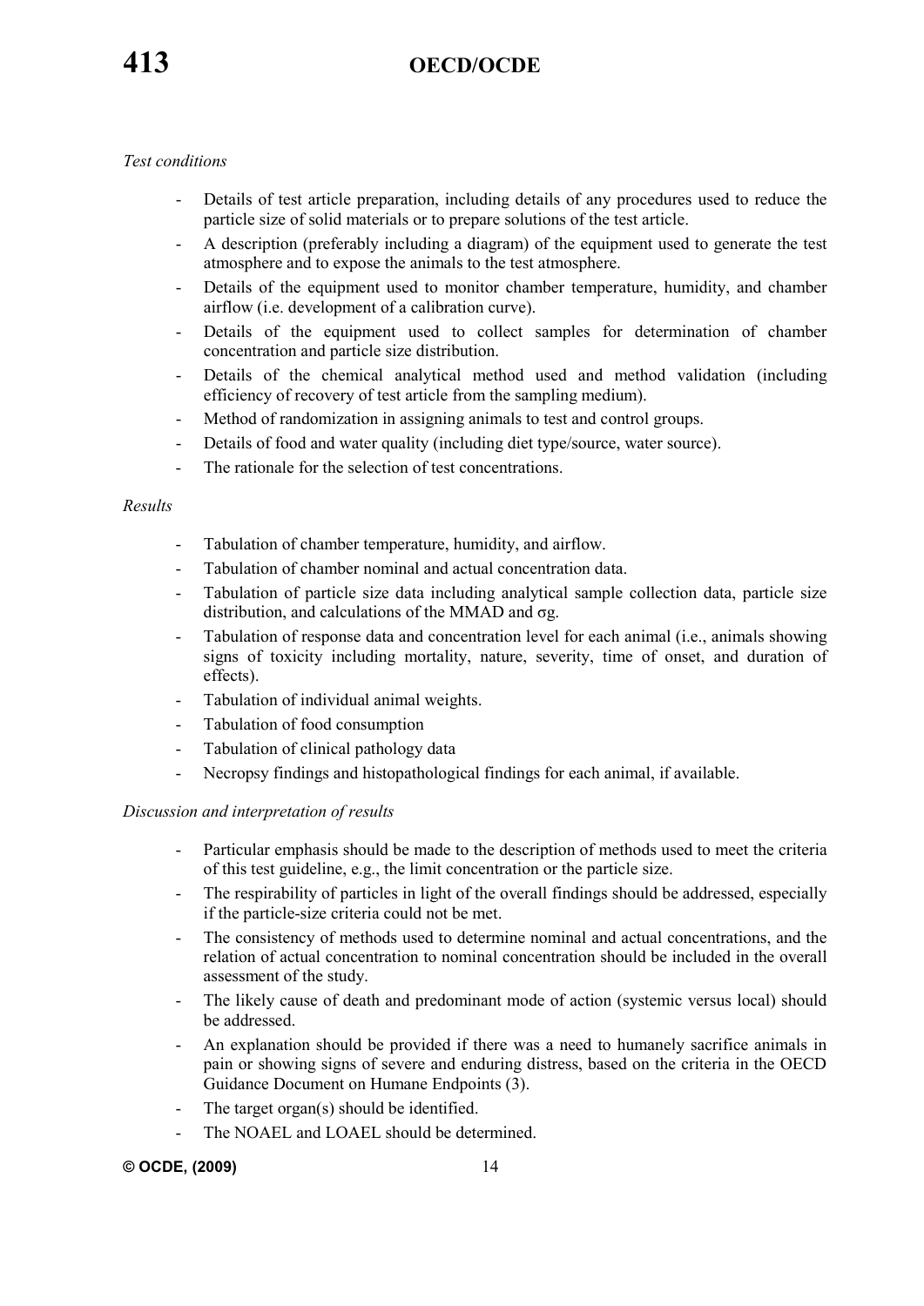*Test conditions*

- Details of test article preparation, including details of any procedures used to reduce the particle size of solid materials or to prepare solutions of the test article.
- A description (preferably including a diagram) of the equipment used to generate the test atmosphere and to expose the animals to the test atmosphere.
- Details of the equipment used to monitor chamber temperature, humidity, and chamber airflow (i.e. development of a calibration curve).
- Details of the equipment used to collect samples for determination of chamber concentration and particle size distribution.
- Details of the chemical analytical method used and method validation (including efficiency of recovery of test article from the sampling medium).
- Method of randomization in assigning animals to test and control groups.
- Details of food and water quality (including diet type/source, water source).
- The rationale for the selection of test concentrations.

*Results*

- Tabulation of chamber temperature, humidity, and airflow.
- Tabulation of chamber nominal and actual concentration data.
- Tabulation of particle size data including analytical sample collection data, particle size distribution, and calculations of the MMAD and $\sigma g$.
- Tabulation of response data and concentration level for each animal (i.e., animals showing signs of toxicity including mortality, nature, severity, time of onset, and duration of effects).
- Tabulation of individual animal weights.
- Tabulation of food consumption
- Tabulation of clinical pathology data
- Necropsy findings and histopathological findings for each animal, if available.

*Discussion and interpretation of results*

- Particular emphasis should be made to the description of methods used to meet the criteria of this test guideline, e.g., the limit concentration or the particle size.
- The respirability of particles in light of the overall findings should be addressed, especially if the particle-size criteria could not be met.
- The consistency of methods used to determine nominal and actual concentrations, and the relation of actual concentration to nominal concentration should be included in the overall assessment of the study.
- The likely cause of death and predominant mode of action (systemic versus local) should be addressed.
- An explanation should be provided if there was a need to humanely sacrifice animals in pain or showing signs of severe and enduring distress, based on the criteria in the OECD Guidance Document on Humane Endpoints (3).
- The target organ(s) should be identified.
- The NOAEL and LOAEL should be determined.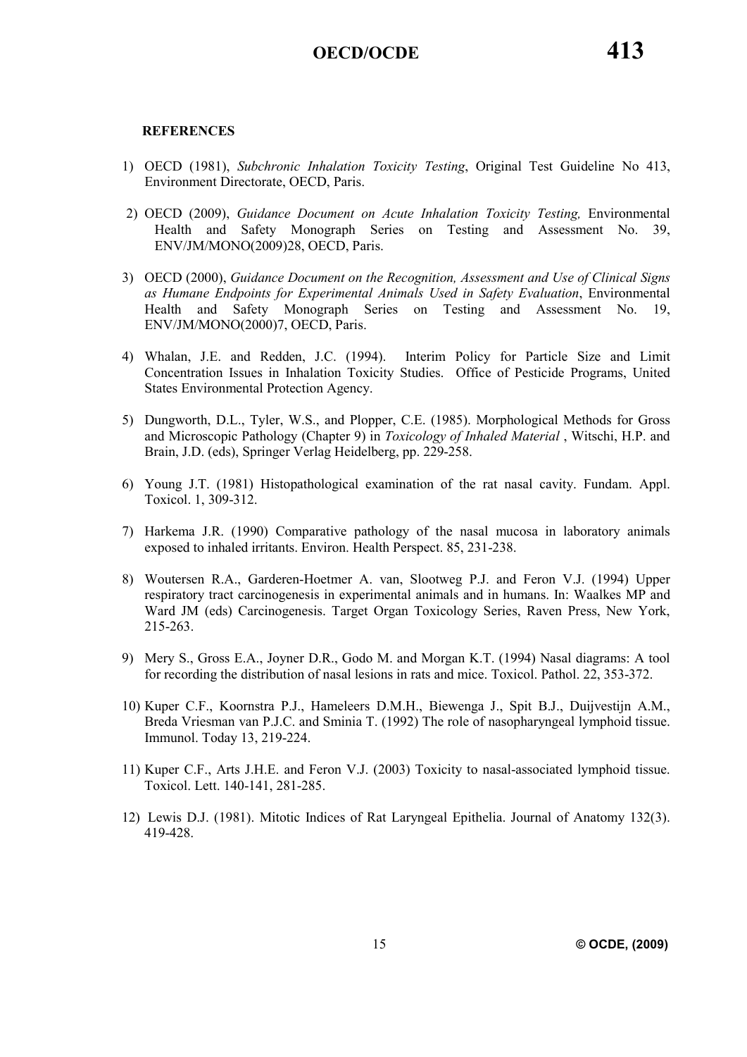**REFERENCES**

1) OECD (1981), *Subchronic Inhalation Toxicity Testing*, Original Test Guideline No 413, Environment Directorate, OECD, Paris.

2) OECD (2009), *Guidance Document on Acute Inhalation Toxicity Testing,* Environmental Health and Safety Monograph Series on Testing and Assessment No. 39, ENV/JM/MONO(2009)28, OECD, Paris.

3) OECD (2000), *Guidance Document on the Recognition, Assessment and Use of Clinical Signs as Humane Endpoints for Experimental Animals Used in Safety Evaluation*, Environmental Health and Safety Monograph Series on Testing and Assessment No. 19, ENV/JM/MONO(2000)7, OECD, Paris.

4) Whalan, J.E. and Redden, J.C. (1994). Interim Policy for Particle Size and Limit Concentration Issues in Inhalation Toxicity Studies. Office of Pesticide Programs, United States Environmental Protection Agency.

5) Dungworth, D.L., Tyler, W.S., and Plopper, C.E. (1985). Morphological Methods for Gross and Microscopic Pathology (Chapter 9) in *Toxicology of Inhaled Material* , Witschi, H.P. and Brain, J.D. (eds), Springer Verlag Heidelberg, pp. 229-258.

6) Young J.T. (1981) Histopathological examination of the rat nasal cavity. Fundam. Appl. Toxicol. 1, 309-312.

7) Harkema J.R. (1990) Comparative pathology of the nasal mucosa in laboratory animals exposed to inhaled irritants. Environ. Health Perspect. 85, 231-238.

8) Woutersen R.A., Garderen-Hoetmer A. van, Slootweg P.J. and Feron V.J. (1994) Upper respiratory tract carcinogenesis in experimental animals and in humans. In: Waalkes MP and Ward JM (eds) Carcinogenesis. Target Organ Toxicology Series, Raven Press, New York, 215-263.

9) Mery S., Gross E.A., Joyner D.R., Godo M. and Morgan K.T. (1994) Nasal diagrams: A tool for recording the distribution of nasal lesions in rats and mice. Toxicol. Pathol. 22, 353-372.

10) Kuper C.F., Koornstra P.J., Hameleers D.M.H., Biewenga J., Spit B.J., Duijvestijn A.M., Breda Vriesman van P.J.C. and Sminia T. (1992) The role of nasopharyngeal lymphoid tissue. Immunol. Today 13, 219-224.

11) Kuper C.F., Arts J.H.E. and Feron V.J. (2003) Toxicity to nasal-associated lymphoid tissue. Toxicol. Lett. 140-141, 281-285.

12) Lewis D.J. (1981). Mitotic Indices of Rat Laryngeal Epithelia. Journal of Anatomy 132(3). 419-428.